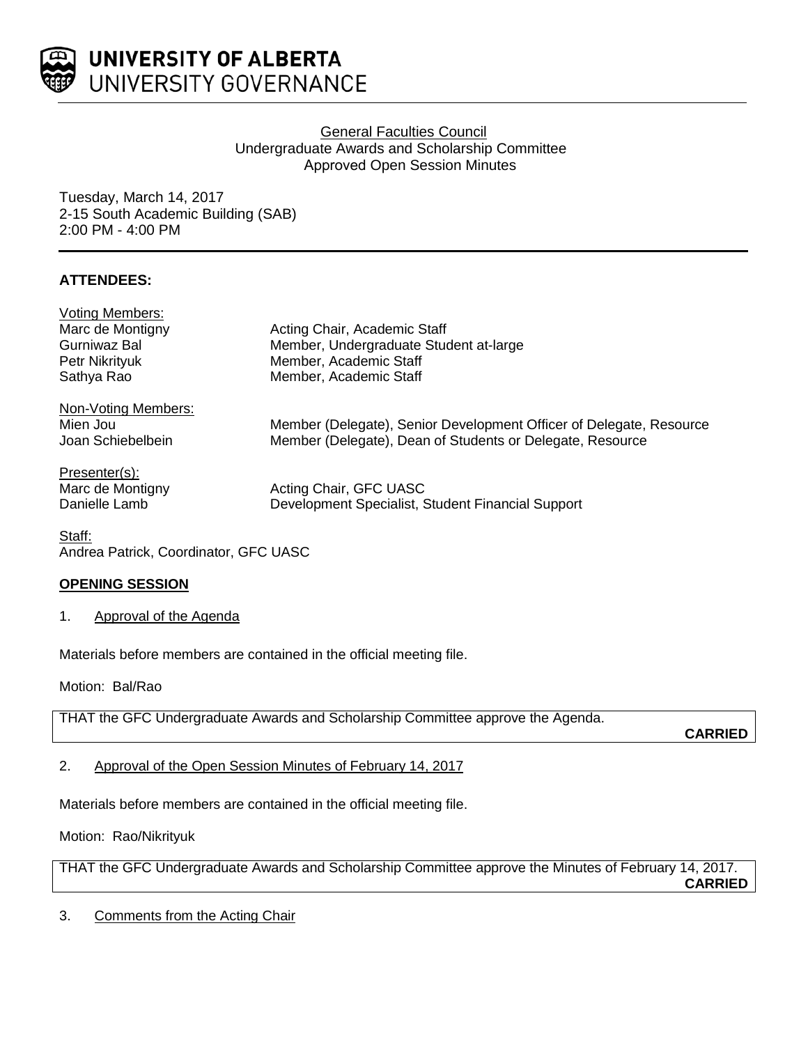UNIVERSITY OF ALBERTA
UNIVERSITY GOVERNANCE

General Faculties Council
Undergraduate Awards and Scholarship Committee
Approved Open Session Minutes

Tuesday, March 14, 2017
2-15 South Academic Building (SAB)
2:00 PM - 4:00 PM

**ATTENDEES:**

Voting Members:

| | |
|---|---|
| Marc de Montigny | Acting Chair, Academic Staff |
| Gurniwaz Bal | Member, Undergraduate Student at-large |
| Petr Nikrityuk | Member, Academic Staff |
| Sathya Rao | Member, Academic Staff |

Non-Voting Members:

| | |
|---|---|
| Mien Jou | Member (Delegate), Senior Development Officer of Delegate, Resource |
| Joan Schiebelbein | Member (Delegate), Dean of Students or Delegate, Resource |

Presenter(s):

| | |
|---|---|
| Marc de Montigny | Acting Chair, GFC UASC |
| Danielle Lamb | Development Specialist, Student Financial Support |

Staff:
Andrea Patrick, Coordinator, GFC UASC

**OPENING SESSION**

1. Approval of the Agenda

Materials before members are contained in the official meeting file.

Motion: Bal/Rao

THAT the GFC Undergraduate Awards and Scholarship Committee approve the Agenda.

**CARRIED**

2. Approval of the Open Session Minutes of February 14, 2017

Materials before members are contained in the official meeting file.

Motion: Rao/Nikrityuk

THAT the GFC Undergraduate Awards and Scholarship Committee approve the Minutes of February 14, 2017.

**CARRIED**

3. Comments from the Acting Chair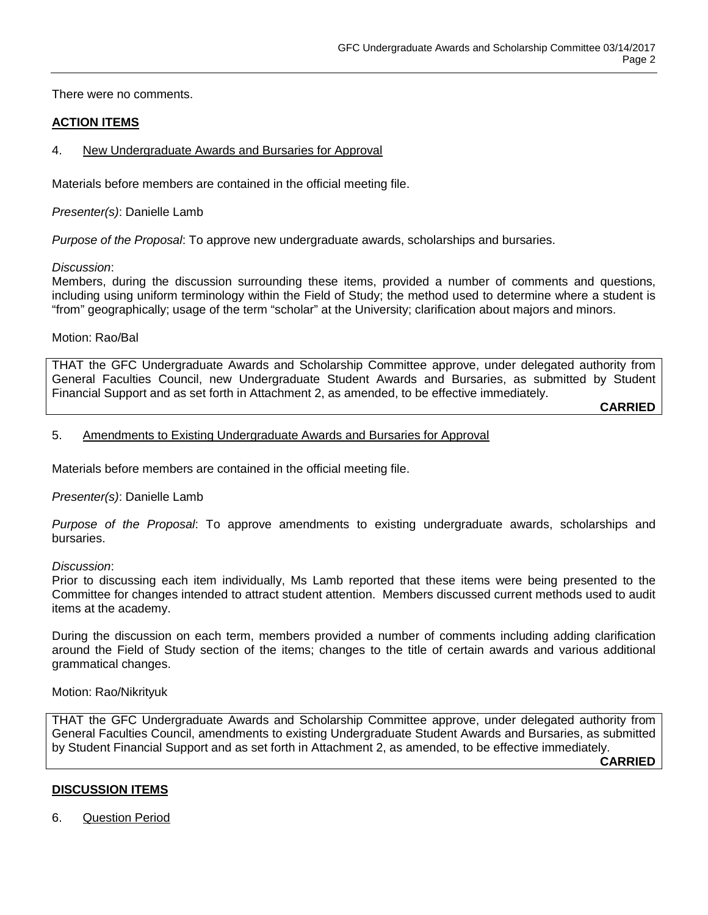There were no comments.

## ACTION ITEMS

### 4. New Undergraduate Awards and Bursaries for Approval

Materials before members are contained in the official meeting file.

*Presenter(s)*: Danielle Lamb

*Purpose of the Proposal*: To approve new undergraduate awards, scholarships and bursaries.

*Discussion*:
Members, during the discussion surrounding these items, provided a number of comments and questions, including using uniform terminology within the Field of Study; the method used to determine where a student is "from" geographically; usage of the term "scholar" at the University; clarification about majors and minors.

Motion: Rao/Bal

THAT the GFC Undergraduate Awards and Scholarship Committee approve, under delegated authority from General Faculties Council, new Undergraduate Student Awards and Bursaries, as submitted by Student Financial Support and as set forth in Attachment 2, as amended, to be effective immediately.

**CARRIED**

### 5. Amendments to Existing Undergraduate Awards and Bursaries for Approval

Materials before members are contained in the official meeting file.

*Presenter(s)*: Danielle Lamb

*Purpose of the Proposal*: To approve amendments to existing undergraduate awards, scholarships and bursaries.

*Discussion*:
Prior to discussing each item individually, Ms Lamb reported that these items were being presented to the Committee for changes intended to attract student attention. Members discussed current methods used to audit items at the academy.

During the discussion on each term, members provided a number of comments including adding clarification around the Field of Study section of the items; changes to the title of certain awards and various additional grammatical changes.

Motion: Rao/Nikrityuk

THAT the GFC Undergraduate Awards and Scholarship Committee approve, under delegated authority from General Faculties Council, amendments to existing Undergraduate Student Awards and Bursaries, as submitted by Student Financial Support and as set forth in Attachment 2, as amended, to be effective immediately.

**CARRIED**

## DISCUSSION ITEMS

### 6. Question Period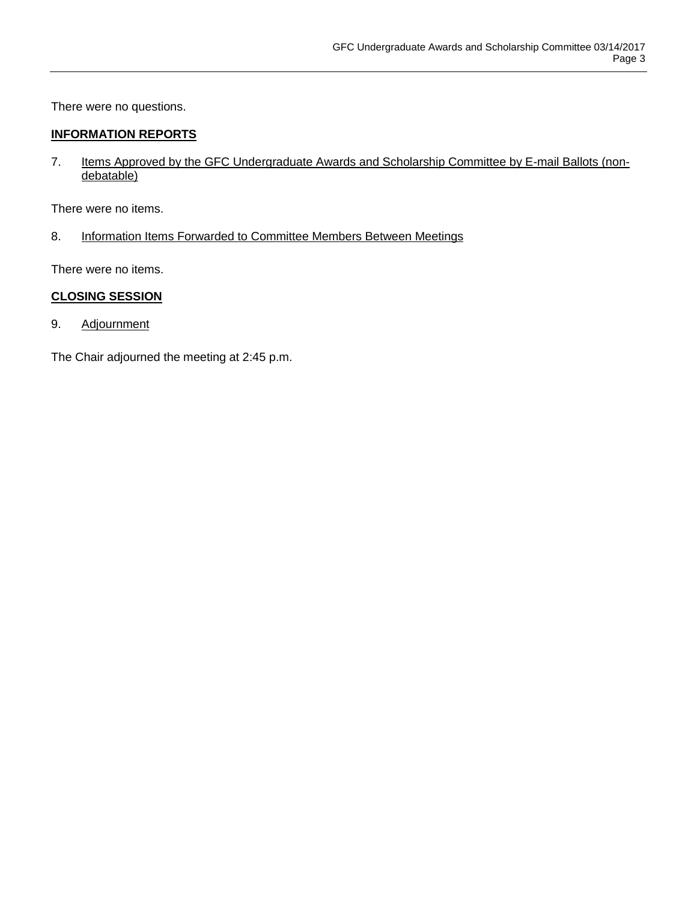There were no questions.

**INFORMATION REPORTS**

7. Items Approved by the GFC Undergraduate Awards and Scholarship Committee by E-mail Ballots (non-debatable)

There were no items.

8. Information Items Forwarded to Committee Members Between Meetings

There were no items.

**CLOSING SESSION**

9. Adjournment

The Chair adjourned the meeting at 2:45 p.m.